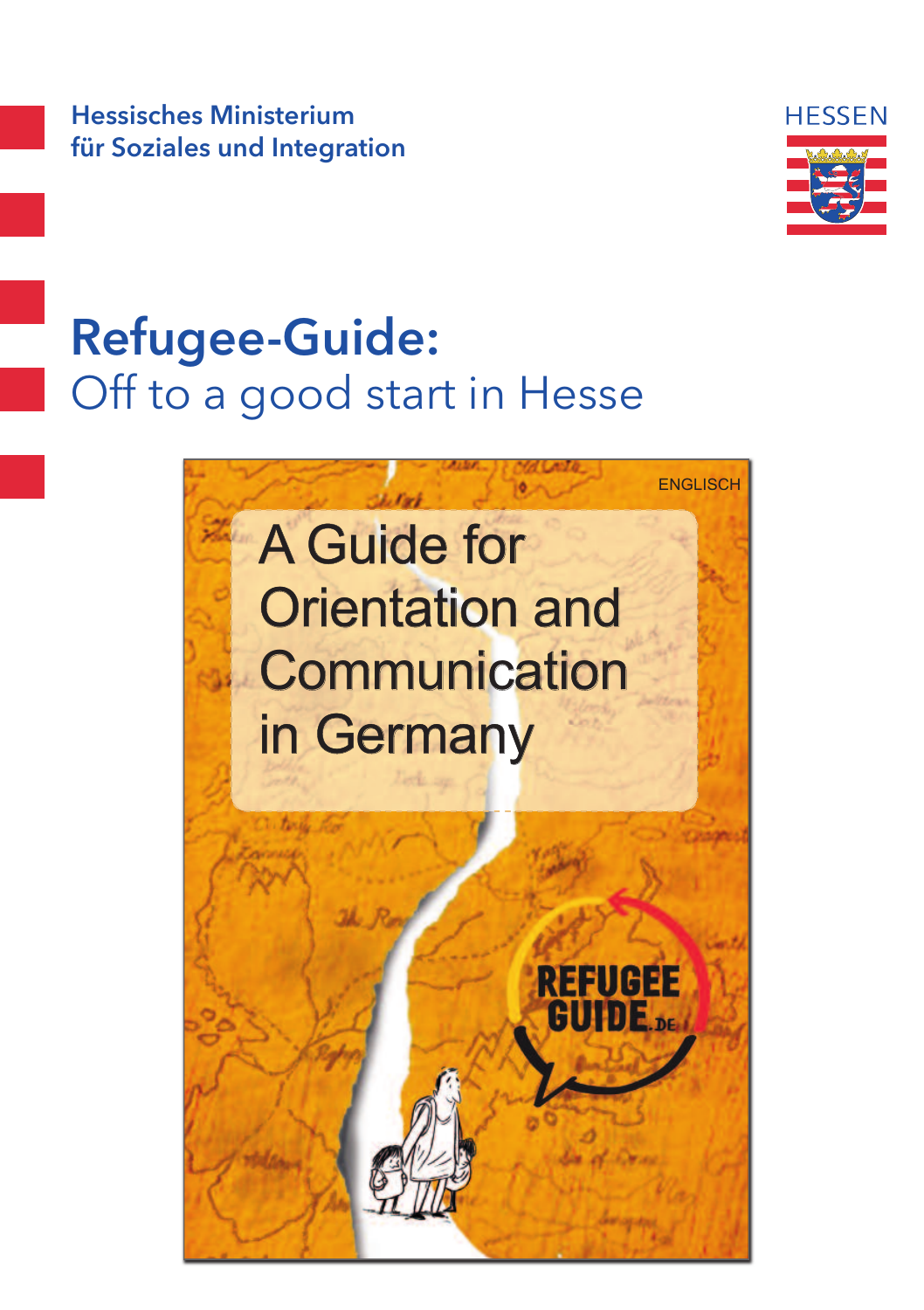Hessisches Ministerium
für Soziales und Integration

HESSEN

# Refugee-Guide:

## Off to a good start in Hesse

ENGLISCH

A Guide for Orientation and Communication in Germany

REFUGEE GUIDE.DE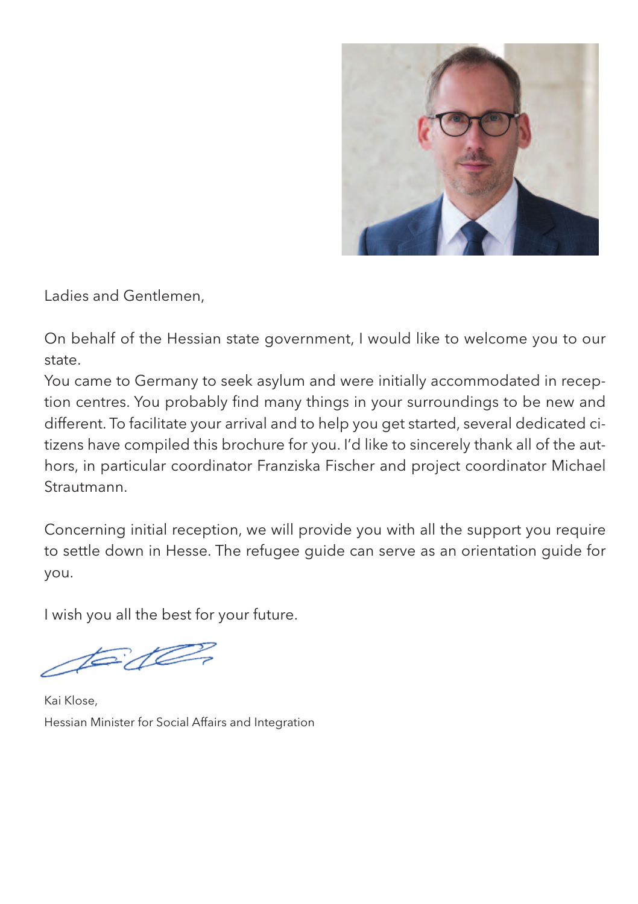Ladies and Gentlemen,

On behalf of the Hessian state government, I would like to welcome you to our state.
You came to Germany to seek asylum and were initially accommodated in reception centres. You probably find many things in your surroundings to be new and different. To facilitate your arrival and to help you get started, several dedicated citizens have compiled this brochure for you. I'd like to sincerely thank all of the authors, in particular coordinator Franziska Fischer and project coordinator Michael Strautmann.

Concerning initial reception, we will provide you with all the support you require to settle down in Hesse. The refugee guide can serve as an orientation guide for you.

I wish you all the best for your future.

Kai Klose,
Hessian Minister for Social Affairs and Integration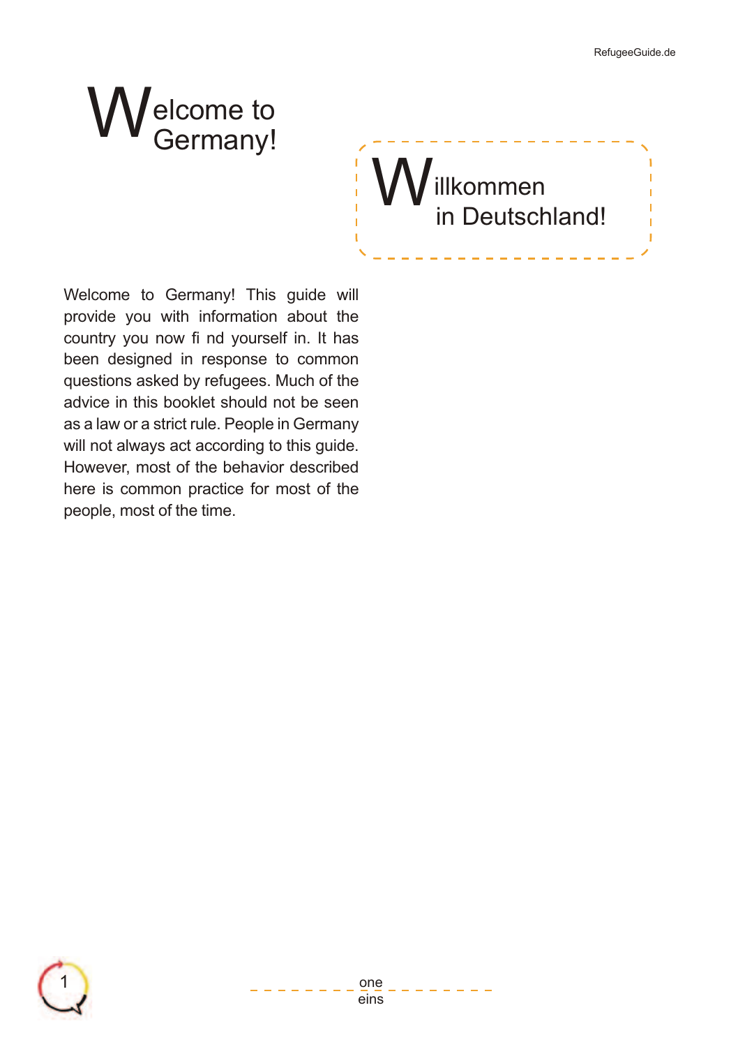# Welcome to Germany!

## Willkommen in Deutschland!

Welcome to Germany! This guide will provide you with information about the country you now fi nd yourself in. It has been designed in response to common questions asked by refugees. Much of the advice in this booklet should not be seen as a law or a strict rule. People in Germany will not always act according to this guide. However, most of the behavior described here is common practice for most of the people, most of the time.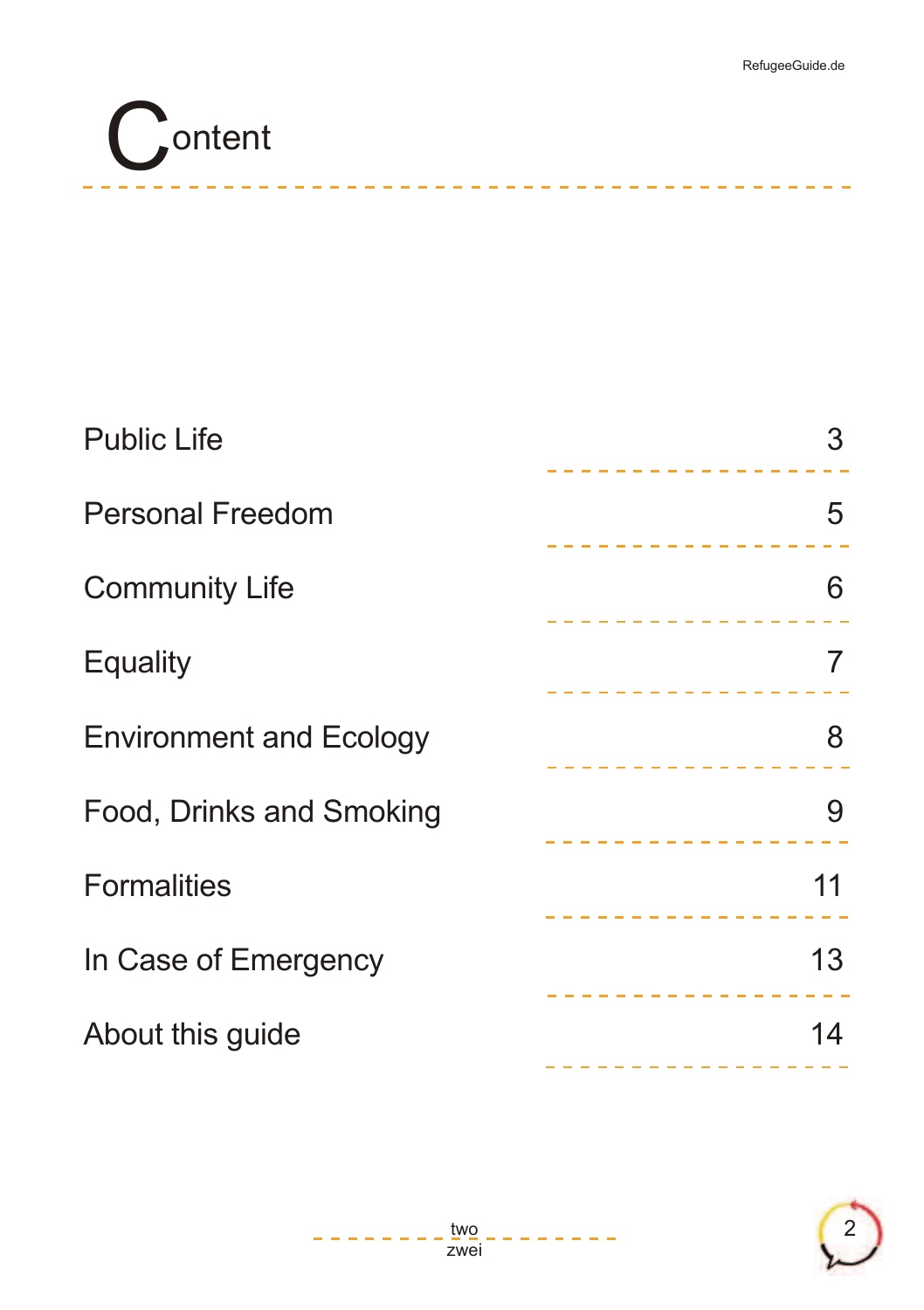# Content

| | |
|---|---|
| Public Life | 3 |
| Personal Freedom | 5 |
| Community Life | 6 |
| Equality | 7 |
| Environment and Ecology | 8 |
| Food, Drinks and Smoking | 9 |
| Formalities | 11 |
| In Case of Emergency | 13 |
| About this guide | 14 |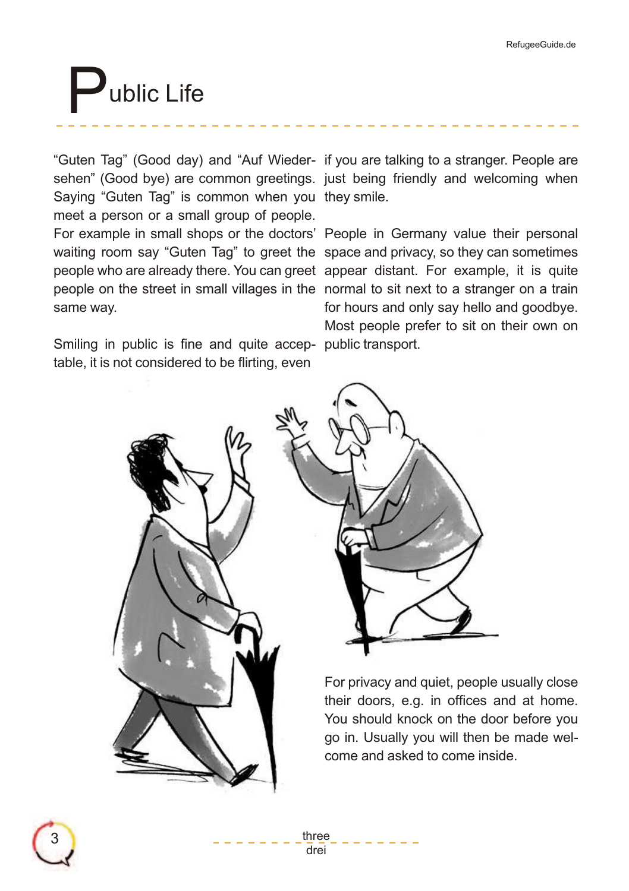# Public Life

"Guten Tag" (Good day) and "Auf Wiedersehen" (Good bye) are common greetings. Saying "Guten Tag" is common when you meet a person or a small group of people. For example in small shops or the doctors' waiting room say "Guten Tag" to greet the people who are already there. You can greet people on the street in small villages in the same way.

Smiling in public is fine and quite acceptable, it is not considered to be flirting, even if you are talking to a stranger. People are just being friendly and welcoming when they smile.

People in Germany value their personal space and privacy, so they can sometimes appear distant. For example, it is quite normal to sit next to a stranger on a train for hours and only say hello and goodbye. Most people prefer to sit on their own on public transport.

For privacy and quiet, people usually close their doors, e.g. in offices and at home. You should knock on the door before you go in. Usually you will then be made welcome and asked to come inside.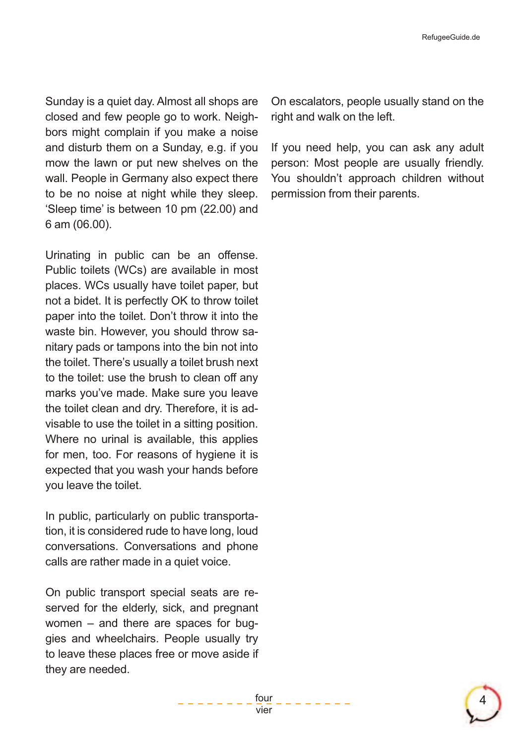Sunday is a quiet day. Almost all shops are closed and few people go to work. Neighbors might complain if you make a noise and disturb them on a Sunday, e.g. if you mow the lawn or put new shelves on the wall. People in Germany also expect there to be no noise at night while they sleep. 'Sleep time' is between 10 pm (22.00) and 6 am (06.00).

Urinating in public can be an offense. Public toilets (WCs) are available in most places. WCs usually have toilet paper, but not a bidet. It is perfectly OK to throw toilet paper into the toilet. Don't throw it into the waste bin. However, you should throw sanitary pads or tampons into the bin not into the toilet. There's usually a toilet brush next to the toilet: use the brush to clean off any marks you've made. Make sure you leave the toilet clean and dry. Therefore, it is advisable to use the toilet in a sitting position. Where no urinal is available, this applies for men, too. For reasons of hygiene it is expected that you wash your hands before you leave the toilet.

In public, particularly on public transportation, it is considered rude to have long, loud conversations. Conversations and phone calls are rather made in a quiet voice.

On public transport special seats are reserved for the elderly, sick, and pregnant women – and there are spaces for buggies and wheelchairs. People usually try to leave these places free or move aside if they are needed.

On escalators, people usually stand on the right and walk on the left.

If you need help, you can ask any adult person: Most people are usually friendly. You shouldn't approach children without permission from their parents.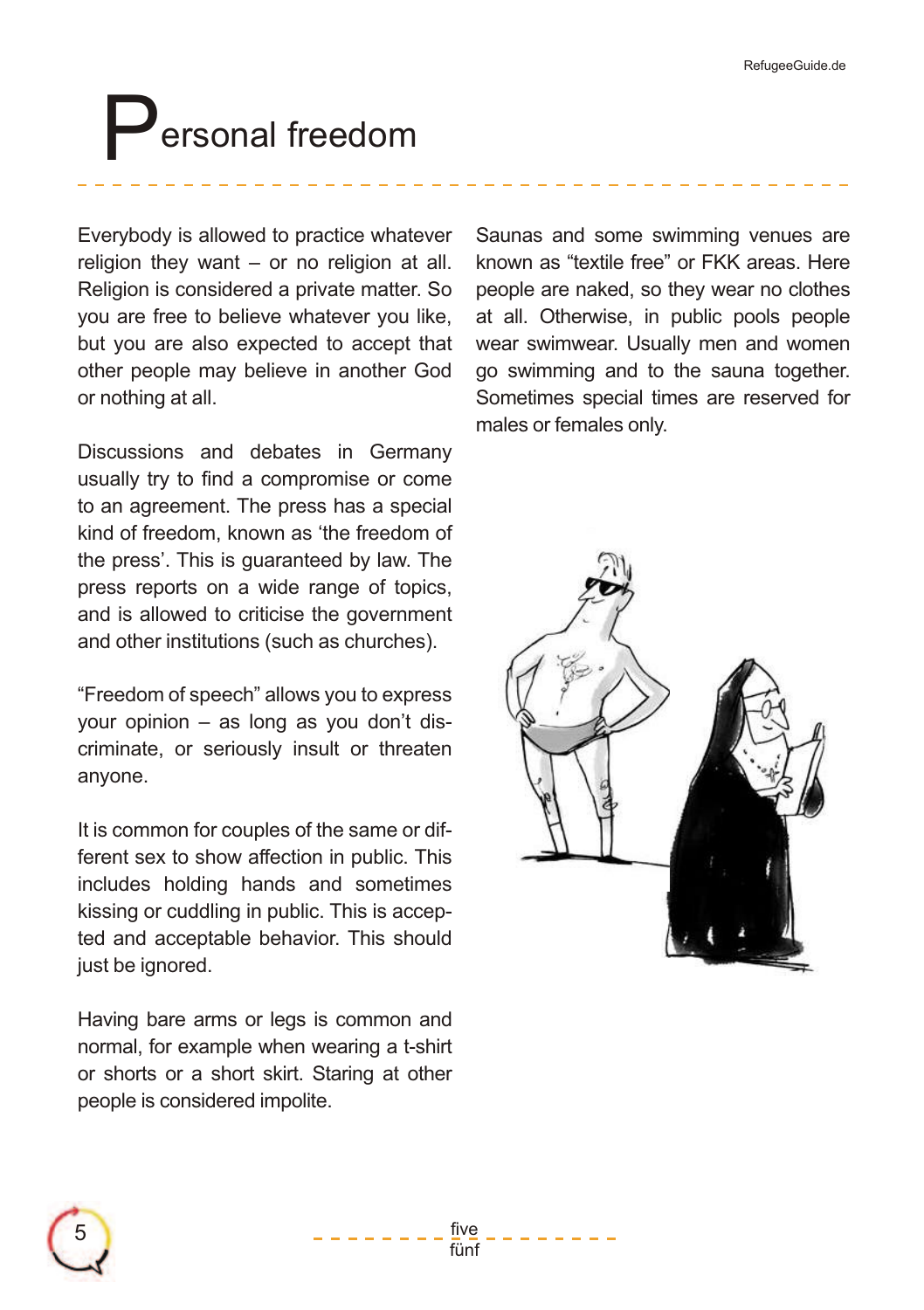# Personal freedom

Everybody is allowed to practice whatever religion they want – or no religion at all. Religion is considered a private matter. So you are free to believe whatever you like, but you are also expected to accept that other people may believe in another God or nothing at all.

Discussions and debates in Germany usually try to find a compromise or come to an agreement. The press has a special kind of freedom, known as 'the freedom of the press'. This is guaranteed by law. The press reports on a wide range of topics, and is allowed to criticise the government and other institutions (such as churches).

"Freedom of speech" allows you to express your opinion – as long as you don't discriminate, or seriously insult or threaten anyone.

It is common for couples of the same or different sex to show affection in public. This includes holding hands and sometimes kissing or cuddling in public. This is accepted and acceptable behavior. This should just be ignored.

Having bare arms or legs is common and normal, for example when wearing a t-shirt or shorts or a short skirt. Staring at other people is considered impolite.

Saunas and some swimming venues are known as "textile free" or FKK areas. Here people are naked, so they wear no clothes at all. Otherwise, in public pools people wear swimwear. Usually men and women go swimming and to the sauna together. Sometimes special times are reserved for males or females only.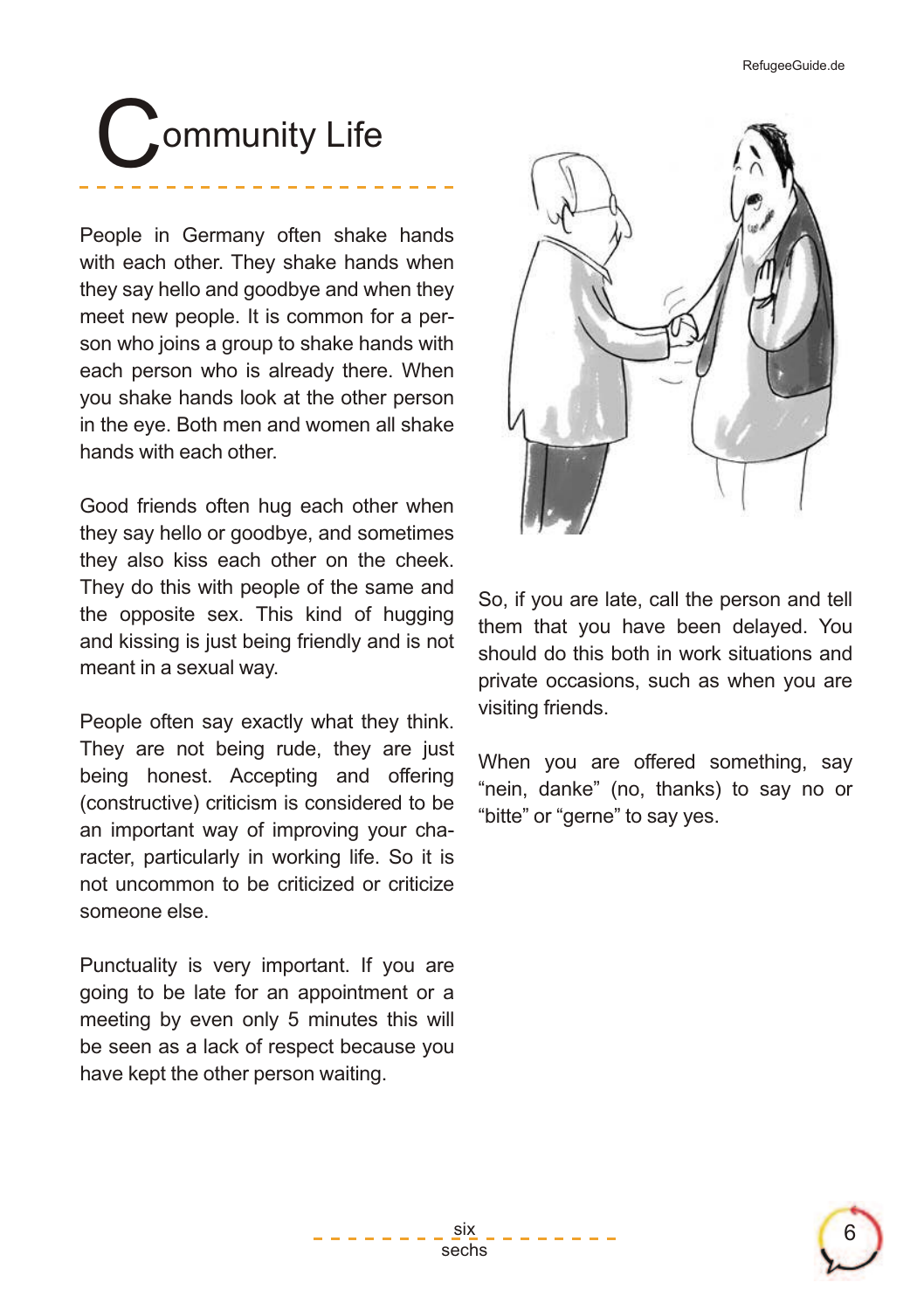# Community Life

People in Germany often shake hands with each other. They shake hands when they say hello and goodbye and when they meet new people. It is common for a person who joins a group to shake hands with each person who is already there. When you shake hands look at the other person in the eye. Both men and women all shake hands with each other.

Good friends often hug each other when they say hello or goodbye, and sometimes they also kiss each other on the cheek. They do this with people of the same and the opposite sex. This kind of hugging and kissing is just being friendly and is not meant in a sexual way.

People often say exactly what they think. They are not being rude, they are just being honest. Accepting and offering (constructive) criticism is considered to be an important way of improving your character, particularly in working life. So it is not uncommon to be criticized or criticize someone else.

Punctuality is very important. If you are going to be late for an appointment or a meeting by even only 5 minutes this will be seen as a lack of respect because you have kept the other person waiting.

So, if you are late, call the person and tell them that you have been delayed. You should do this both in work situations and private occasions, such as when you are visiting friends.

When you are offered something, say "nein, danke" (no, thanks) to say no or "bitte" or "gerne" to say yes.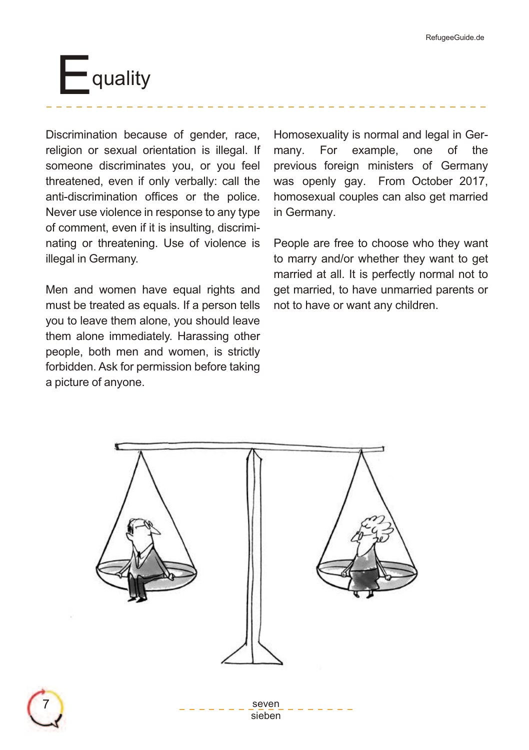# Equality

Discrimination because of gender, race, religion or sexual orientation is illegal. If someone discriminates you, or you feel threatened, even if only verbally: call the anti-discrimination offices or the police. Never use violence in response to any type of comment, even if it is insulting, discriminating or threatening. Use of violence is illegal in Germany.

Men and women have equal rights and must be treated as equals. If a person tells you to leave them alone, you should leave them alone immediately. Harassing other people, both men and women, is strictly forbidden. Ask for permission before taking a picture of anyone.

Homosexuality is normal and legal in Germany. For example, one of the previous foreign ministers of Germany was openly gay. From October 2017, homosexual couples can also get married in Germany.

People are free to choose who they want to marry and/or whether they want to get married at all. It is perfectly normal not to get married, to have unmarried parents or not to have or want any children.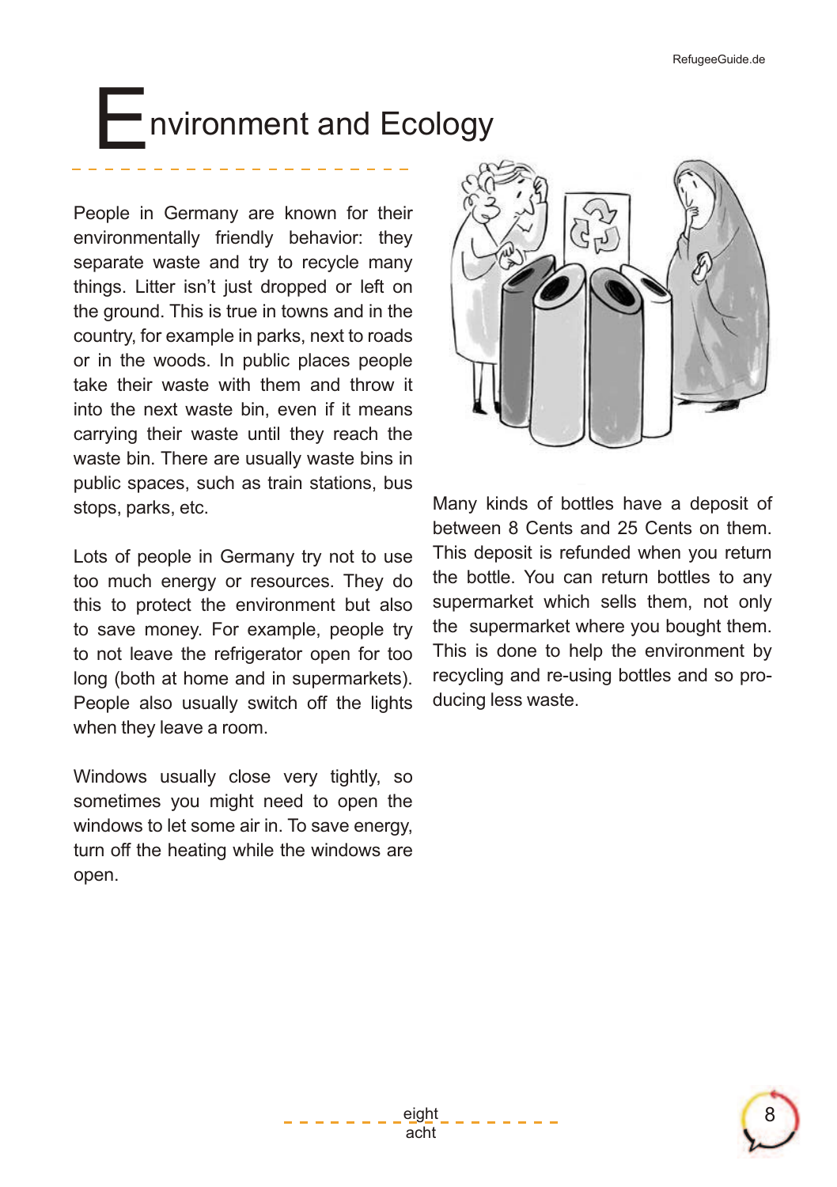# Environment and Ecology

People in Germany are known for their environmentally friendly behavior: they separate waste and try to recycle many things. Litter isn't just dropped or left on the ground. This is true in towns and in the country, for example in parks, next to roads or in the woods. In public places people take their waste with them and throw it into the next waste bin, even if it means carrying their waste until they reach the waste bin. There are usually waste bins in public spaces, such as train stations, bus stops, parks, etc.

Lots of people in Germany try not to use too much energy or resources. They do this to protect the environment but also to save money. For example, people try to not leave the refrigerator open for too long (both at home and in supermarkets). People also usually switch off the lights when they leave a room.

Windows usually close very tightly, so sometimes you might need to open the windows to let some air in. To save energy, turn off the heating while the windows are open.

Many kinds of bottles have a deposit of between 8 Cents and 25 Cents on them. This deposit is refunded when you return the bottle. You can return bottles to any supermarket which sells them, not only the supermarket where you bought them. This is done to help the environment by recycling and re-using bottles and so producing less waste.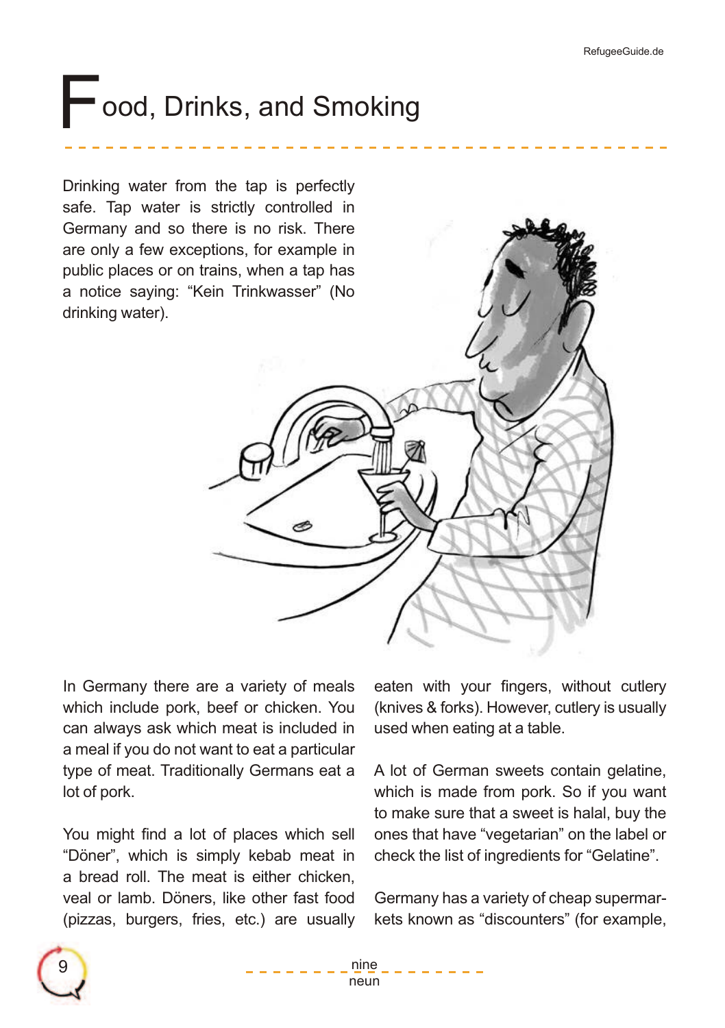# Food, Drinks, and Smoking

Drinking water from the tap is perfectly safe. Tap water is strictly controlled in Germany and so there is no risk. There are only a few exceptions, for example in public places or on trains, when a tap has a notice saying: “Kein Trinkwasser” (No drinking water).

In Germany there are a variety of meals which include pork, beef or chicken. You can always ask which meat is included in a meal if you do not want to eat a particular type of meat. Traditionally Germans eat a lot of pork.

You might find a lot of places which sell “Döner”, which is simply kebab meat in a bread roll. The meat is either chicken, veal or lamb. Döners, like other fast food (pizzas, burgers, fries, etc.) are usually eaten with your fingers, without cutlery (knives & forks). However, cutlery is usually used when eating at a table.

A lot of German sweets contain gelatine, which is made from pork. So if you want to make sure that a sweet is halal, buy the ones that have “vegetarian” on the label or check the list of ingredients for “Gelatine”.

Germany has a variety of cheap supermarkets known as “discounters” (for example,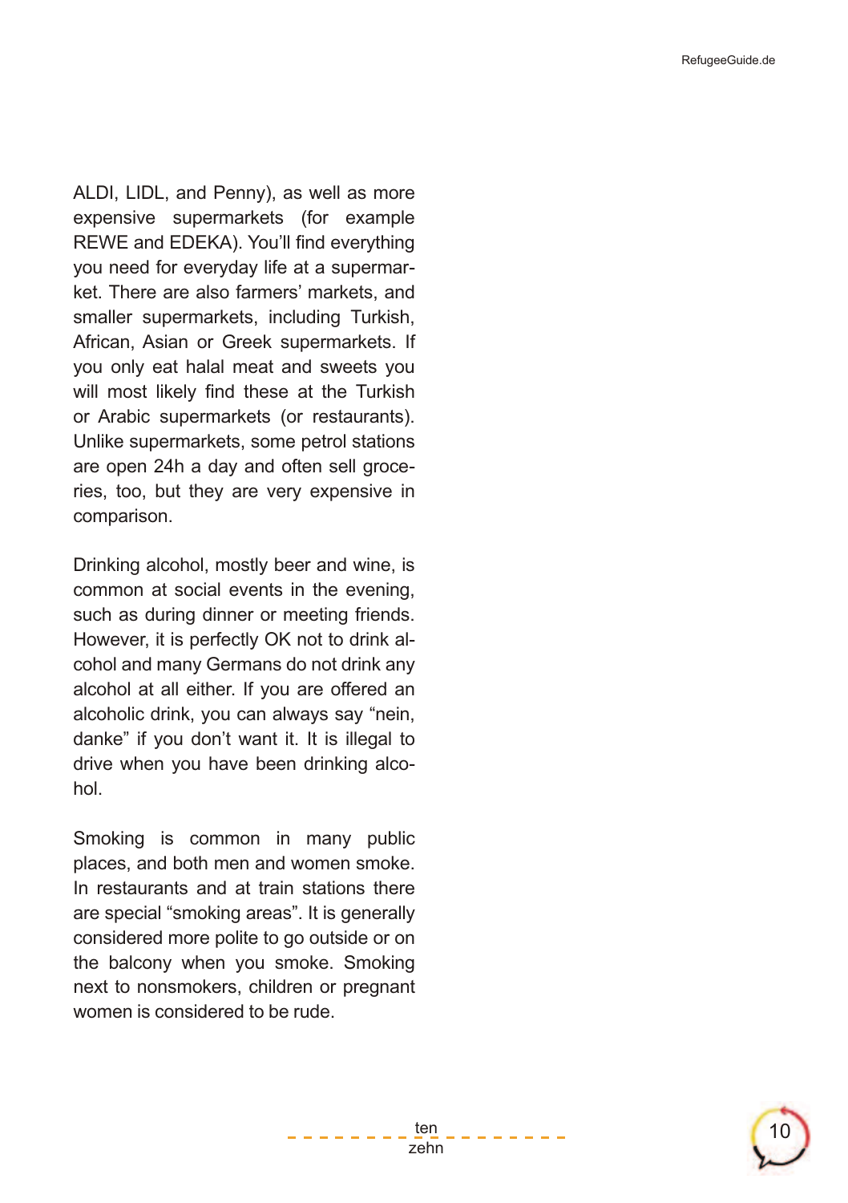ALDI, LIDL, and Penny), as well as more expensive supermarkets (for example REWE and EDEKA). You'll find everything you need for everyday life at a supermarket. There are also farmers' markets, and smaller supermarkets, including Turkish, African, Asian or Greek supermarkets. If you only eat halal meat and sweets you will most likely find these at the Turkish or Arabic supermarkets (or restaurants). Unlike supermarkets, some petrol stations are open 24h a day and often sell groceries, too, but they are very expensive in comparison.

Drinking alcohol, mostly beer and wine, is common at social events in the evening, such as during dinner or meeting friends. However, it is perfectly OK not to drink alcohol and many Germans do not drink any alcohol at all either. If you are offered an alcoholic drink, you can always say "nein, danke" if you don't want it. It is illegal to drive when you have been drinking alcohol.

Smoking is common in many public places, and both men and women smoke. In restaurants and at train stations there are special "smoking areas". It is generally considered more polite to go outside or on the balcony when you smoke. Smoking next to nonsmokers, children or pregnant women is considered to be rude.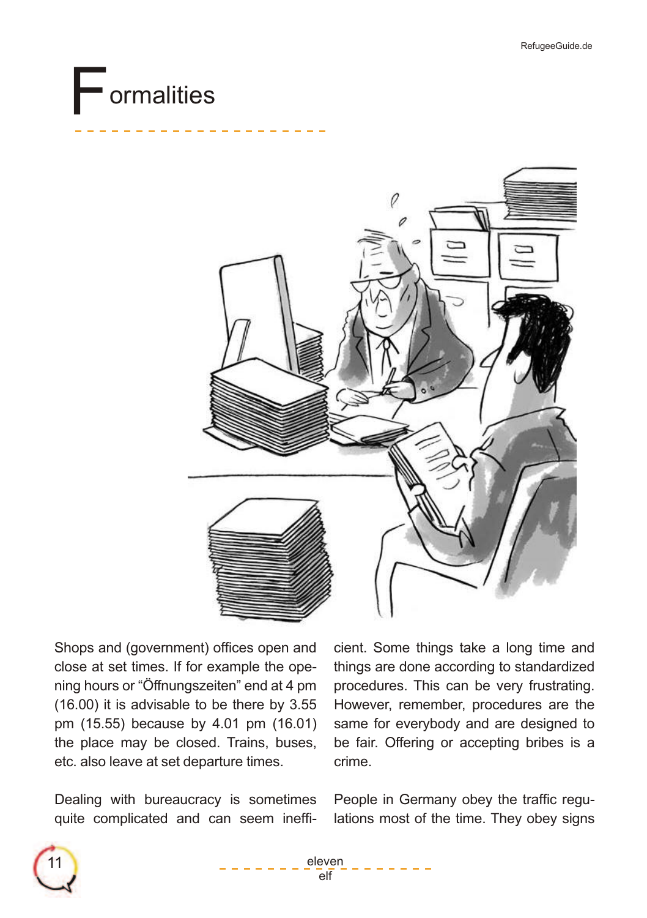# Formalities

Shops and (government) offices open and close at set times. If for example the opening hours or "Öffnungszeiten" end at 4 pm (16.00) it is advisable to be there by 3.55 pm (15.55) because by 4.01 pm (16.01) the place may be closed. Trains, buses, etc. also leave at set departure times.

Dealing with bureaucracy is sometimes quite complicated and can seem inefficient. Some things take a long time and things are done according to standardized procedures. This can be very frustrating. However, remember, procedures are the same for everybody and are designed to be fair. Offering or accepting bribes is a crime.

People in Germany obey the traffic regulations most of the time. They obey signs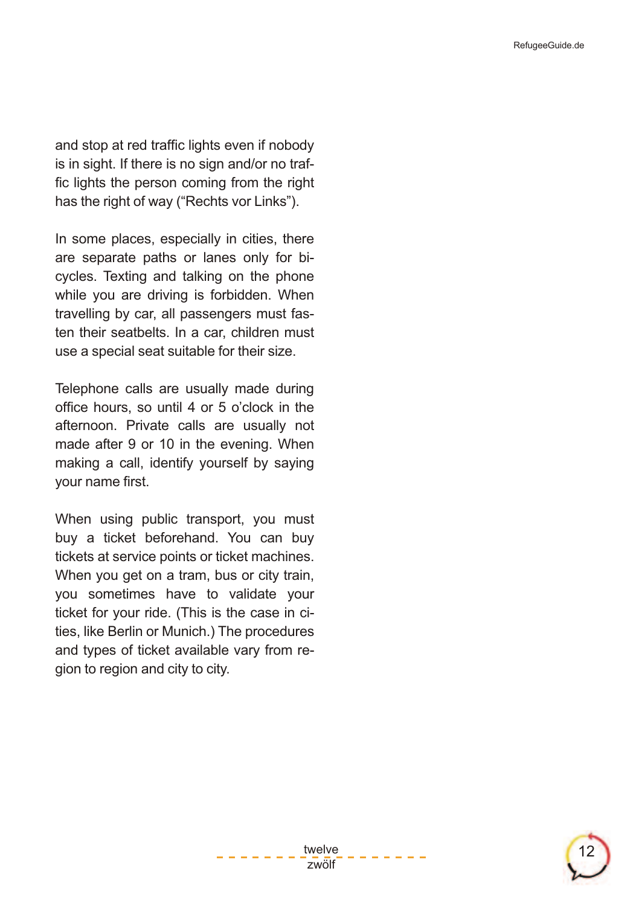and stop at red traffic lights even if nobody is in sight. If there is no sign and/or no traffic lights the person coming from the right has the right of way (“Rechts vor Links”).

In some places, especially in cities, there are separate paths or lanes only for bicycles. Texting and talking on the phone while you are driving is forbidden. When travelling by car, all passengers must fasten their seatbelts. In a car, children must use a special seat suitable for their size.

Telephone calls are usually made during office hours, so until 4 or 5 o’clock in the afternoon. Private calls are usually not made after 9 or 10 in the evening. When making a call, identify yourself by saying your name first.

When using public transport, you must buy a ticket beforehand. You can buy tickets at service points or ticket machines. When you get on a tram, bus or city train, you sometimes have to validate your ticket for your ride. (This is the case in cities, like Berlin or Munich.) The procedures and types of ticket available vary from region to region and city to city.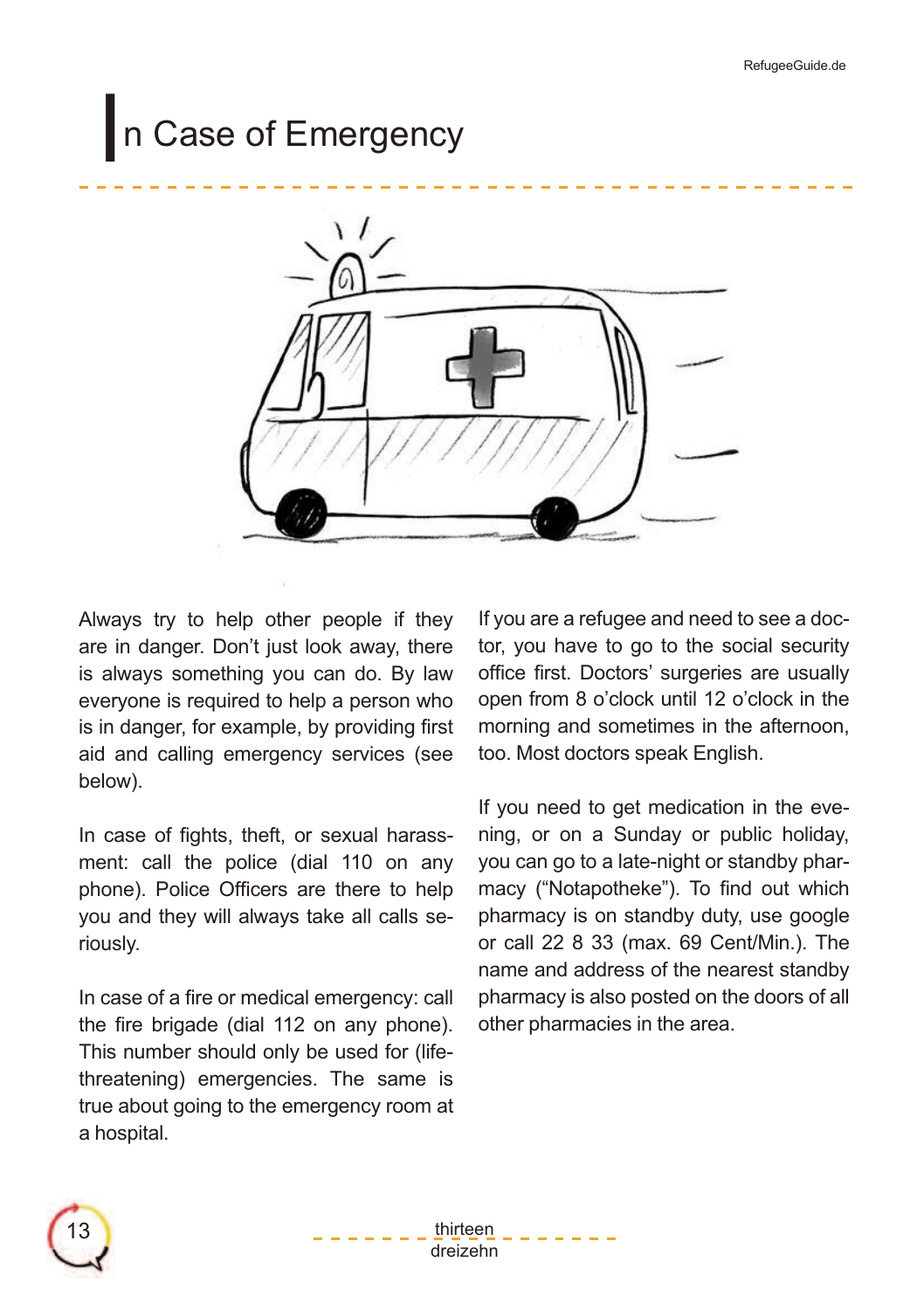# In Case of Emergency

Always try to help other people if they are in danger. Don't just look away, there is always something you can do. By law everyone is required to help a person who is in danger, for example, by providing first aid and calling emergency services (see below).

In case of fights, theft, or sexual harassment: call the police (dial 110 on any phone). Police Officers are there to help you and they will always take all calls seriously.

In case of a fire or medical emergency: call the fire brigade (dial 112 on any phone). This number should only be used for (life-threatening) emergencies. The same is true about going to the emergency room at a hospital.

If you are a refugee and need to see a doctor, you have to go to the social security office first. Doctors' surgeries are usually open from 8 o'clock until 12 o'clock in the morning and sometimes in the afternoon, too. Most doctors speak English.

If you need to get medication in the evening, or on a Sunday or public holiday, you can go to a late-night or standby pharmacy ("Notapotheke"). To find out which pharmacy is on standby duty, use google or call 22 8 33 (max. 69 Cent/Min.). The name and address of the nearest standby pharmacy is also posted on the doors of all other pharmacies in the area.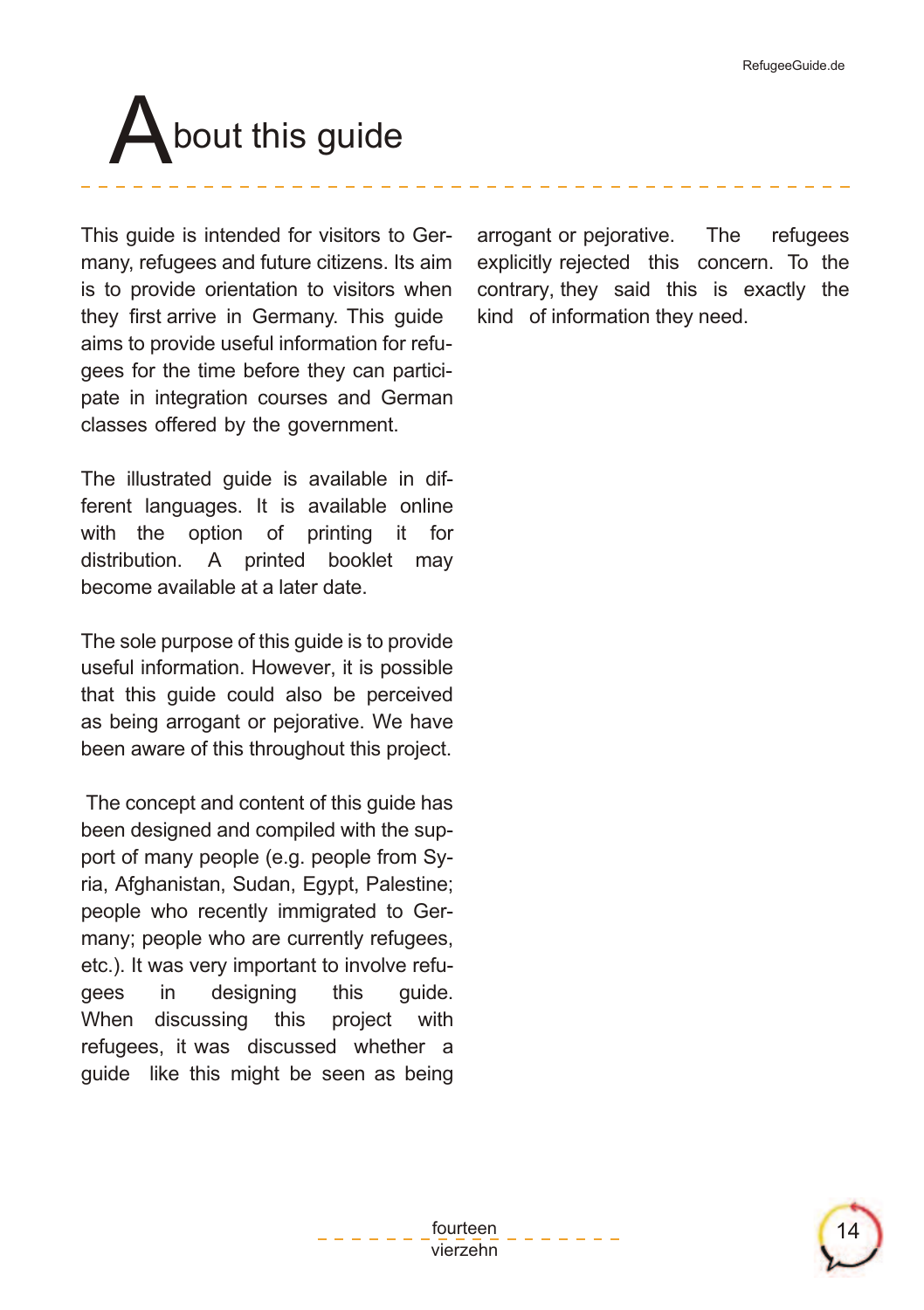# About this guide

This guide is intended for visitors to Germany, refugees and future citizens. Its aim is to provide orientation to visitors when they first arrive in Germany. This guide aims to provide useful information for refugees for the time before they can participate in integration courses and German classes offered by the government.

The illustrated guide is available in different languages. It is available online with the option of printing it for distribution. A printed booklet may become available at a later date.

The sole purpose of this guide is to provide useful information. However, it is possible that this guide could also be perceived as being arrogant or pejorative. We have been aware of this throughout this project.

The concept and content of this guide has been designed and compiled with the support of many people (e.g. people from Syria, Afghanistan, Sudan, Egypt, Palestine; people who recently immigrated to Germany; people who are currently refugees, etc.). It was very important to involve refugees in designing this guide. When discussing this project with refugees, it was discussed whether a guide like this might be seen as being arrogant or pejorative. The refugees explicitly rejected this concern. To the contrary, they said this is exactly the kind of information they need.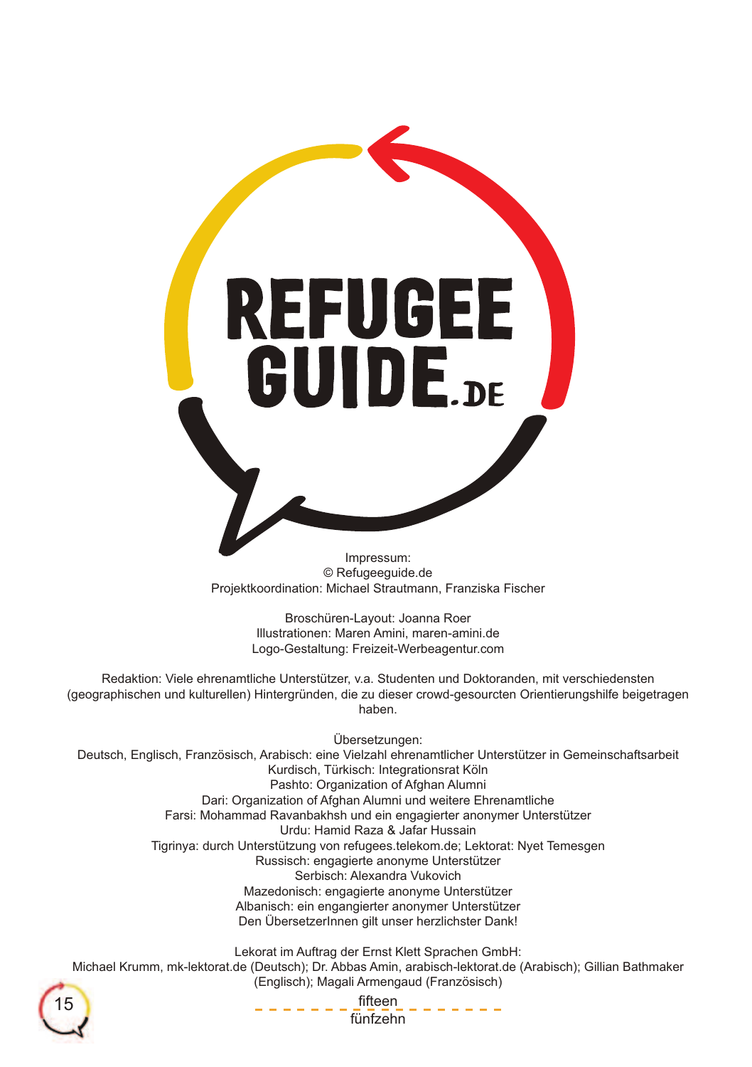# REFUGEE GUIDE.DE

Impressum:
© Refugeeguide.de
Projektkoordination: Michael Strautmann, Franziska Fischer

Broschüren-Layout: Joanna Roer
Illustrationen: Maren Amini, maren-amini.de
Logo-Gestaltung: Freizeit-Werbeagentur.com

Redaktion: Viele ehrenamtliche Unterstützer, v.a. Studenten und Doktoranden, mit verschiedensten (geographischen und kulturellen) Hintergründen, die zu dieser crowd-gesourcten Orientierungshilfe beigetragen haben.

Übersetzungen:
Deutsch, Englisch, Französisch, Arabisch: eine Vielzahl ehrenamtlicher Unterstützer in Gemeinschaftsarbeit
Kurdisch, Türkisch: Integrationsrat Köln
Pashto: Organization of Afghan Alumni
Dari: Organization of Afghan Alumni und weitere Ehrenamtliche
Farsi: Mohammad Ravanbakhsh und ein engagierter anonymer Unterstützer
Urdu: Hamid Raza & Jafar Hussain
Tigrinya: durch Unterstützung von refugees.telekom.de; Lektorat: Nyet Temesgen
Russisch: engagierte anonyme Unterstützer
Serbisch: Alexandra Vukovich
Mazedonisch: engagierte anonyme Unterstützer
Albanisch: ein engangierter anonymer Unterstützer
Den ÜbersetzerInnen gilt unser herzlichster Dank!

Lekorat im Auftrag der Ernst Klett Sprachen GmbH:
Michael Krumm, mk-lektorat.de (Deutsch); Dr. Abbas Amin, arabisch-lektorat.de (Arabisch); Gillian Bathmaker (Englisch); Magali Armengaud (Französisch)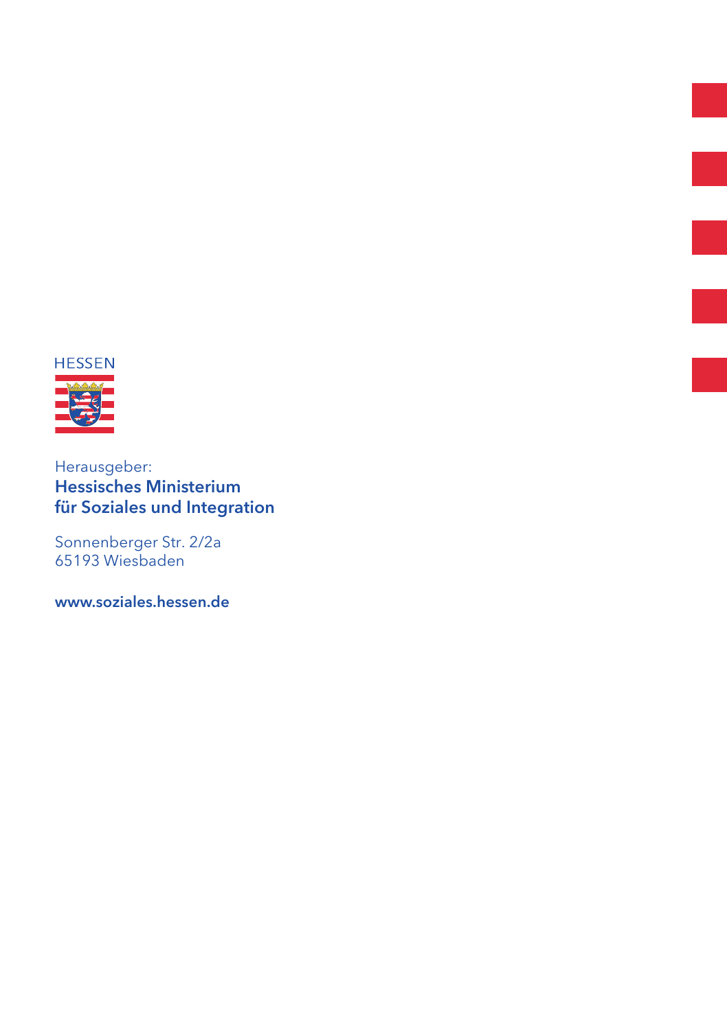HESSEN

Herausgeber:
**Hessisches Ministerium für Soziales und Integration**

Sonnenberger Str. 2/2a
65193 Wiesbaden

**www.soziales.hessen.de**